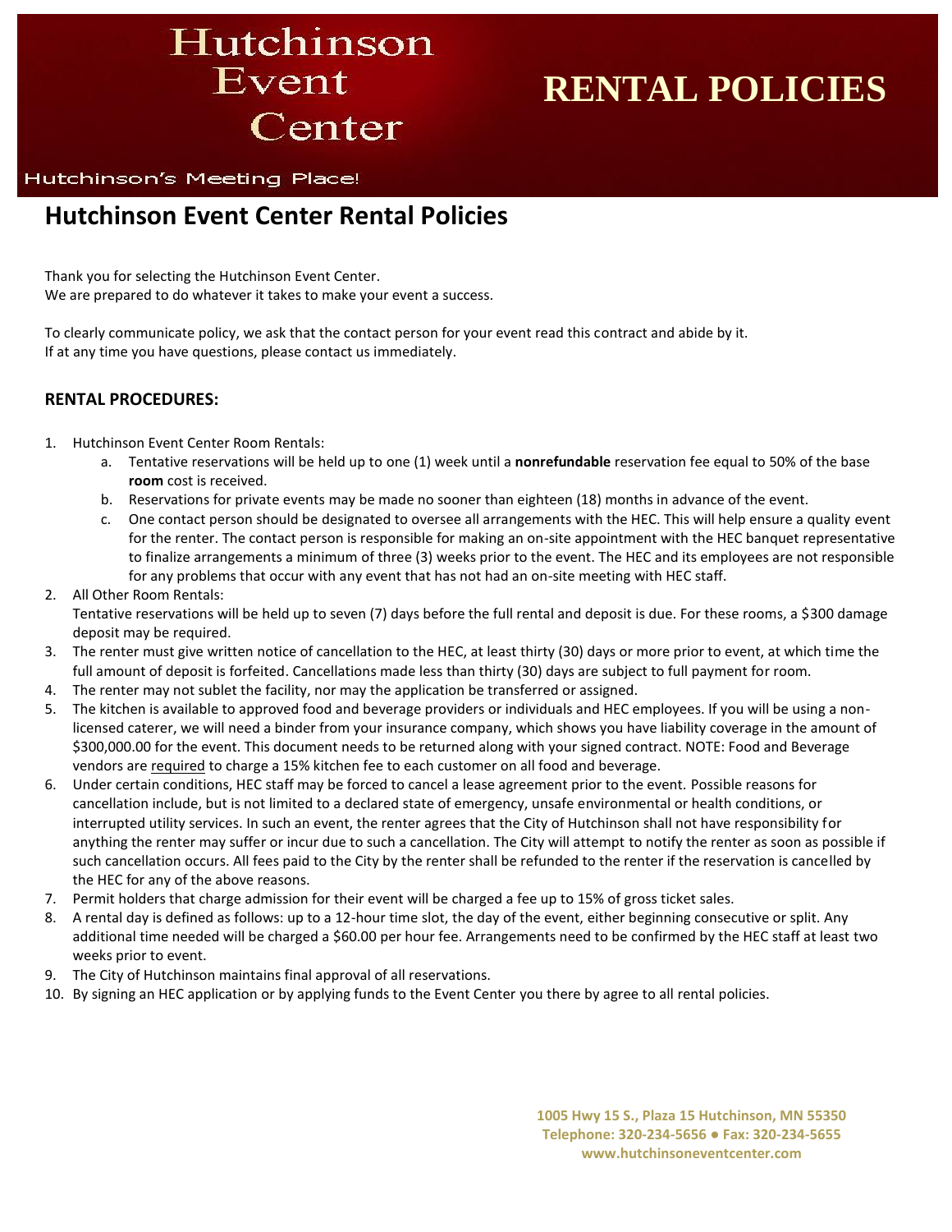# Hutchinson Event Center

# RENTAL POLICIES

Hutchinson's Meeting Place!

## Hutchinson Event Center Rental Policies

Thank you for selecting the Hutchinson Event Center.
We are prepared to do whatever it takes to make your event a success.

To clearly communicate policy, we ask that the contact person for your event read this contract and abide by it.
If at any time you have questions, please contact us immediately.

### RENTAL PROCEDURES:

1. Hutchinson Event Center Room Rentals:
   a. Tentative reservations will be held up to one (1) week until a **nonrefundable** reservation fee equal to 50% of the base **room** cost is received.
   b. Reservations for private events may be made no sooner than eighteen (18) months in advance of the event.
   c. One contact person should be designated to oversee all arrangements with the HEC. This will help ensure a quality event for the renter. The contact person is responsible for making an on-site appointment with the HEC banquet representative to finalize arrangements a minimum of three (3) weeks prior to the event. The HEC and its employees are not responsible for any problems that occur with any event that has not had an on-site meeting with HEC staff.
2. All Other Room Rentals:
   Tentative reservations will be held up to seven (7) days before the full rental and deposit is due. For these rooms, a $300 damage deposit may be required.
3. The renter must give written notice of cancellation to the HEC, at least thirty (30) days or more prior to event, at which time the full amount of deposit is forfeited. Cancellations made less than thirty (30) days are subject to full payment for room.
4. The renter may not sublet the facility, nor may the application be transferred or assigned.
5. The kitchen is available to approved food and beverage providers or individuals and HEC employees. If you will be using a non-licensed caterer, we will need a binder from your insurance company, which shows you have liability coverage in the amount of $300,000.00 for the event. This document needs to be returned along with your signed contract. NOTE: Food and Beverage vendors are required to charge a 15% kitchen fee to each customer on all food and beverage.
6. Under certain conditions, HEC staff may be forced to cancel a lease agreement prior to the event. Possible reasons for cancellation include, but is not limited to a declared state of emergency, unsafe environmental or health conditions, or interrupted utility services. In such an event, the renter agrees that the City of Hutchinson shall not have responsibility for anything the renter may suffer or incur due to such a cancellation. The City will attempt to notify the renter as soon as possible if such cancellation occurs. All fees paid to the City by the renter shall be refunded to the renter if the reservation is cancelled by the HEC for any of the above reasons.
7. Permit holders that charge admission for their event will be charged a fee up to 15% of gross ticket sales.
8. A rental day is defined as follows: up to a 12-hour time slot, the day of the event, either beginning consecutive or split. Any additional time needed will be charged a $60.00 per hour fee. Arrangements need to be confirmed by the HEC staff at least two weeks prior to event.
9. The City of Hutchinson maintains final approval of all reservations.
10. By signing an HEC application or by applying funds to the Event Center you there by agree to all rental policies.

**1005 Hwy 15 S., Plaza 15 Hutchinson, MN 55350**
**Telephone: 320-234-5656 ● Fax: 320-234-5655**
**www.hutchinsoneventcenter.com**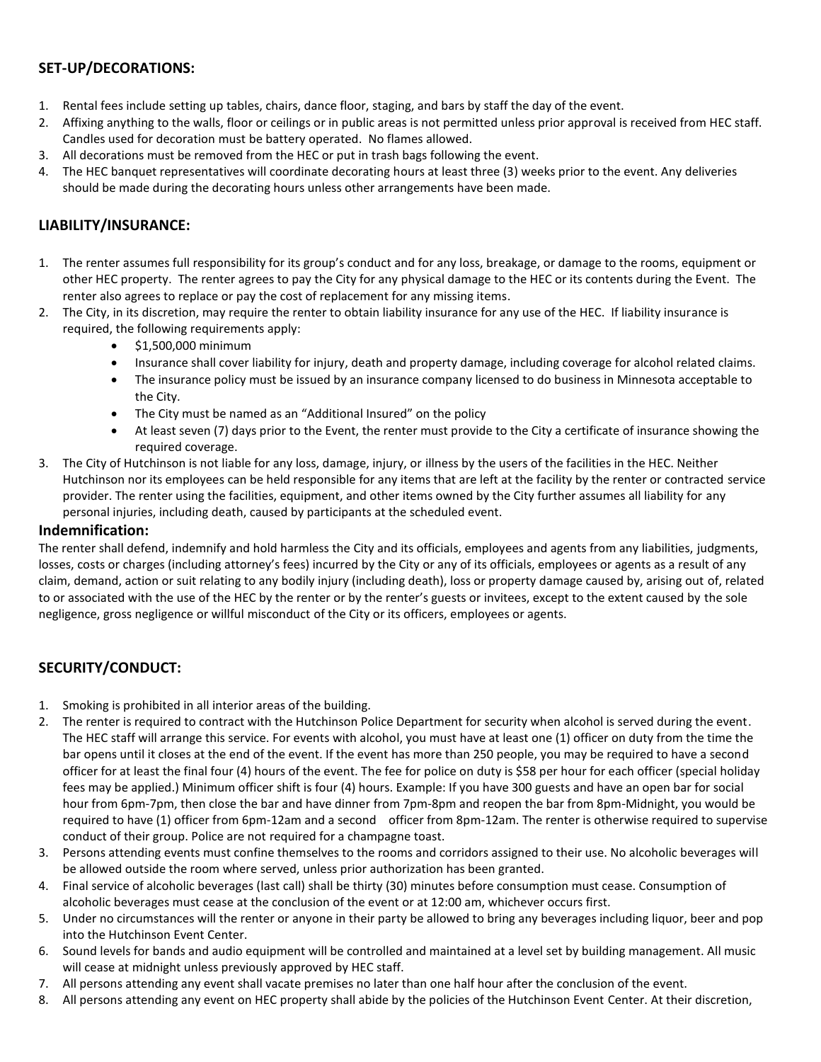## SET-UP/DECORATIONS:

1. Rental fees include setting up tables, chairs, dance floor, staging, and bars by staff the day of the event.
2. Affixing anything to the walls, floor or ceilings or in public areas is not permitted unless prior approval is received from HEC staff. Candles used for decoration must be battery operated. No flames allowed.
3. All decorations must be removed from the HEC or put in trash bags following the event.
4. The HEC banquet representatives will coordinate decorating hours at least three (3) weeks prior to the event. Any deliveries should be made during the decorating hours unless other arrangements have been made.

## LIABILITY/INSURANCE:

1. The renter assumes full responsibility for its group's conduct and for any loss, breakage, or damage to the rooms, equipment or other HEC property. The renter agrees to pay the City for any physical damage to the HEC or its contents during the Event. The renter also agrees to replace or pay the cost of replacement for any missing items.
2. The City, in its discretion, may require the renter to obtain liability insurance for any use of the HEC. If liability insurance is required, the following requirements apply:
   - $1,500,000 minimum
   - Insurance shall cover liability for injury, death and property damage, including coverage for alcohol related claims.
   - The insurance policy must be issued by an insurance company licensed to do business in Minnesota acceptable to the City.
   - The City must be named as an "Additional Insured" on the policy
   - At least seven (7) days prior to the Event, the renter must provide to the City a certificate of insurance showing the required coverage.
3. The City of Hutchinson is not liable for any loss, damage, injury, or illness by the users of the facilities in the HEC. Neither Hutchinson nor its employees can be held responsible for any items that are left at the facility by the renter or contracted service provider. The renter using the facilities, equipment, and other items owned by the City further assumes all liability for any personal injuries, including death, caused by participants at the scheduled event.

### Indemnification:

The renter shall defend, indemnify and hold harmless the City and its officials, employees and agents from any liabilities, judgments, losses, costs or charges (including attorney's fees) incurred by the City or any of its officials, employees or agents as a result of any claim, demand, action or suit relating to any bodily injury (including death), loss or property damage caused by, arising out of, related to or associated with the use of the HEC by the renter or by the renter's guests or invitees, except to the extent caused by the sole negligence, gross negligence or willful misconduct of the City or its officers, employees or agents.

## SECURITY/CONDUCT:

1. Smoking is prohibited in all interior areas of the building.
2. The renter is required to contract with the Hutchinson Police Department for security when alcohol is served during the event. The HEC staff will arrange this service. For events with alcohol, you must have at least one (1) officer on duty from the time the bar opens until it closes at the end of the event. If the event has more than 250 people, you may be required to have a second officer for at least the final four (4) hours of the event. The fee for police on duty is $58 per hour for each officer (special holiday fees may be applied.) Minimum officer shift is four (4) hours. Example: If you have 300 guests and have an open bar for social hour from 6pm-7pm, then close the bar and have dinner from 7pm-8pm and reopen the bar from 8pm-Midnight, you would be required to have (1) officer from 6pm-12am and a second officer from 8pm-12am. The renter is otherwise required to supervise conduct of their group. Police are not required for a champagne toast.
3. Persons attending events must confine themselves to the rooms and corridors assigned to their use. No alcoholic beverages will be allowed outside the room where served, unless prior authorization has been granted.
4. Final service of alcoholic beverages (last call) shall be thirty (30) minutes before consumption must cease. Consumption of alcoholic beverages must cease at the conclusion of the event or at 12:00 am, whichever occurs first.
5. Under no circumstances will the renter or anyone in their party be allowed to bring any beverages including liquor, beer and pop into the Hutchinson Event Center.
6. Sound levels for bands and audio equipment will be controlled and maintained at a level set by building management. All music will cease at midnight unless previously approved by HEC staff.
7. All persons attending any event shall vacate premises no later than one half hour after the conclusion of the event.
8. All persons attending any event on HEC property shall abide by the policies of the Hutchinson Event Center. At their discretion,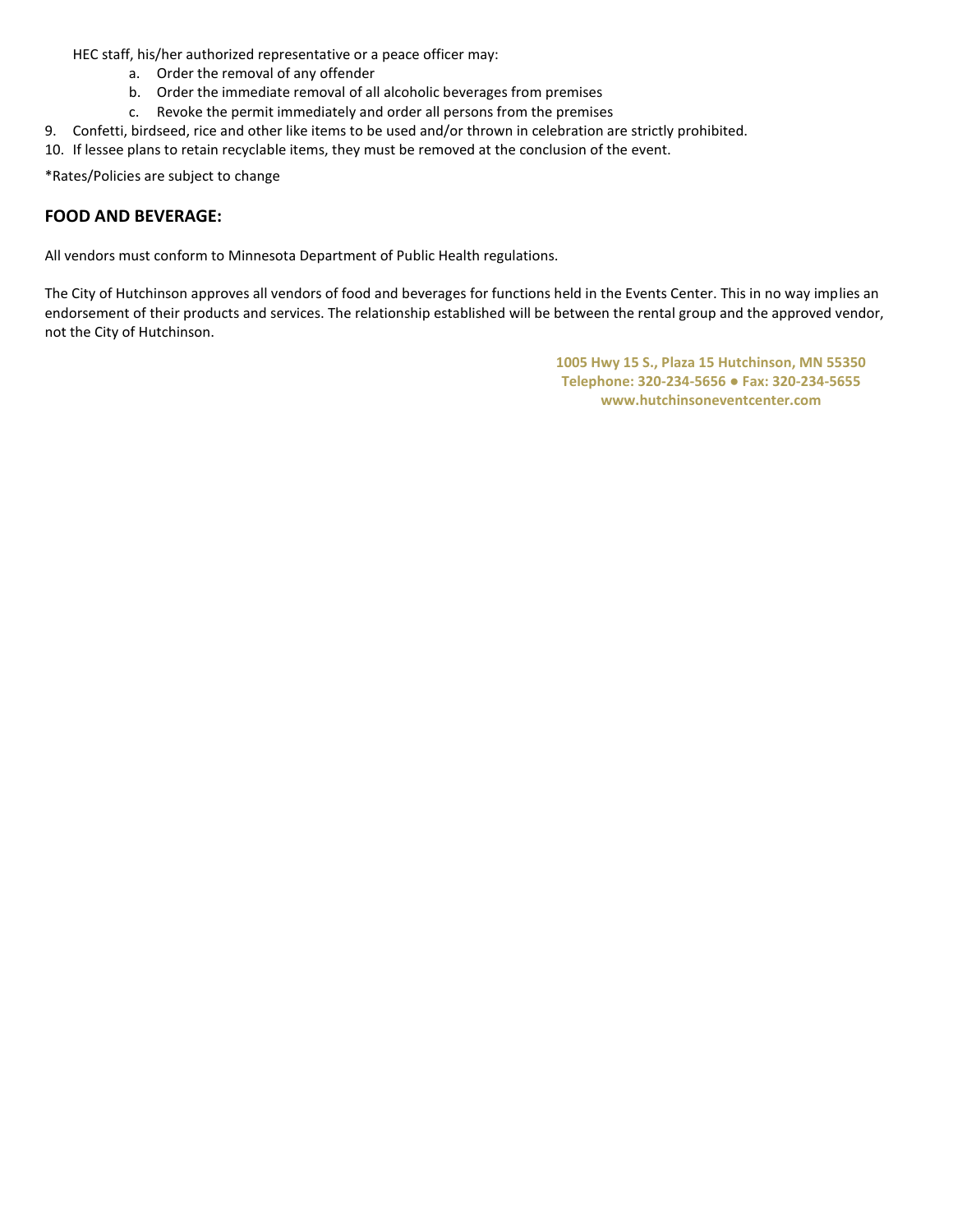HEC staff, his/her authorized representative or a peace officer may:

a. Order the removal of any offender
b. Order the immediate removal of all alcoholic beverages from premises
c. Revoke the permit immediately and order all persons from the premises

9. Confetti, birdseed, rice and other like items to be used and/or thrown in celebration are strictly prohibited.
10. If lessee plans to retain recyclable items, they must be removed at the conclusion of the event.

*Rates/Policies are subject to change

## FOOD AND BEVERAGE:

All vendors must conform to Minnesota Department of Public Health regulations.

The City of Hutchinson approves all vendors of food and beverages for functions held in the Events Center. This in no way implies an endorsement of their products and services. The relationship established will be between the rental group and the approved vendor, not the City of Hutchinson.

**1005 Hwy 15 S., Plaza 15 Hutchinson, MN 55350**
**Telephone: 320-234-5656 ● Fax: 320-234-5655**
**www.hutchinsoneventcenter.com**